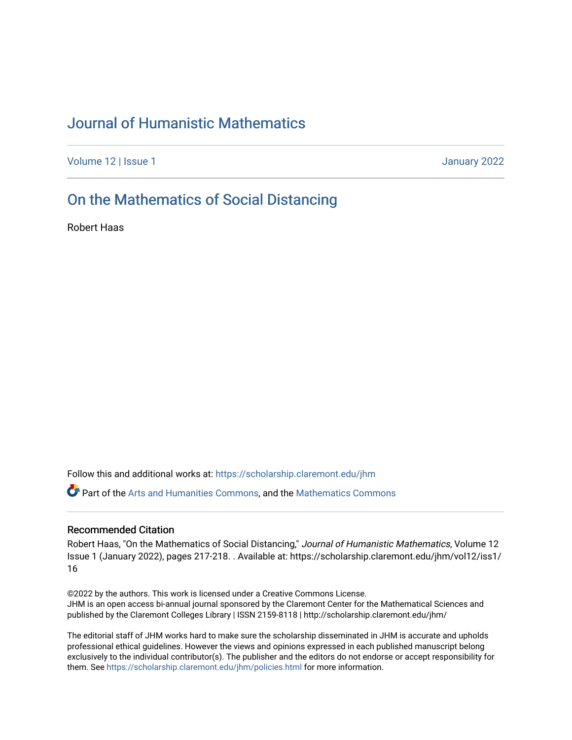# Journal of Humanistic Mathematics

Volume 12 | Issue 1 January 2022

## On the Mathematics of Social Distancing

Robert Haas

Follow this and additional works at: https://scholarship.claremont.edu/jhm

Part of the Arts and Humanities Commons, and the Mathematics Commons

### Recommended Citation

Robert Haas, "On the Mathematics of Social Distancing," *Journal of Humanistic Mathematics*, Volume 12 Issue 1 (January 2022), pages 217-218. . Available at: https://scholarship.claremont.edu/jhm/vol12/iss1/16

©2022 by the authors. This work is licensed under a Creative Commons License.
JHM is an open access bi-annual journal sponsored by the Claremont Center for the Mathematical Sciences and published by the Claremont Colleges Library | ISSN 2159-8118 | http://scholarship.claremont.edu/jhm/

The editorial staff of JHM works hard to make sure the scholarship disseminated in JHM is accurate and upholds professional ethical guidelines. However the views and opinions expressed in each published manuscript belong exclusively to the individual contributor(s). The publisher and the editors do not endorse or accept responsibility for them. See https://scholarship.claremont.edu/jhm/policies.html for more information.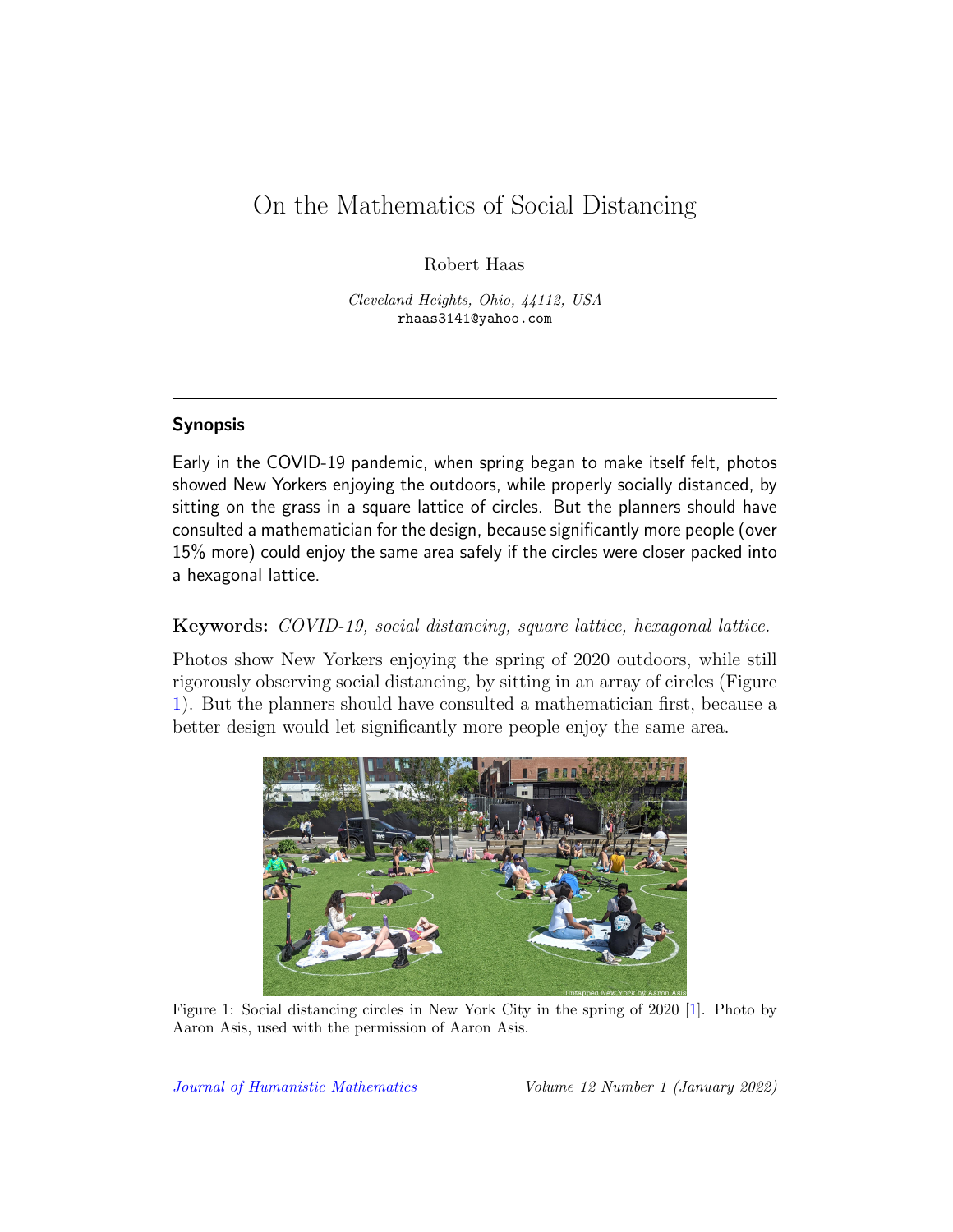# On the Mathematics of Social Distancing

Robert Haas

*Cleveland Heights, Ohio, 44112, USA*
rhaas3141@yahoo.com

---

## Synopsis

Early in the COVID-19 pandemic, when spring began to make itself felt, photos showed New Yorkers enjoying the outdoors, while properly socially distanced, by sitting on the grass in a square lattice of circles. But the planners should have consulted a mathematician for the design, because significantly more people (over 15% more) could enjoy the same area safely if the circles were closer packed into a hexagonal lattice.

---

**Keywords:** *COVID-19, social distancing, square lattice, hexagonal lattice.*

Photos show New Yorkers enjoying the spring of 2020 outdoors, while still rigorously observing social distancing, by sitting in an array of circles (Figure 1). But the planners should have consulted a mathematician first, because a better design would let significantly more people enjoy the same area.

Figure 1: Social distancing circles in New York City in the spring of 2020 [1]. Photo by Aaron Asis, used with the permission of Aaron Asis.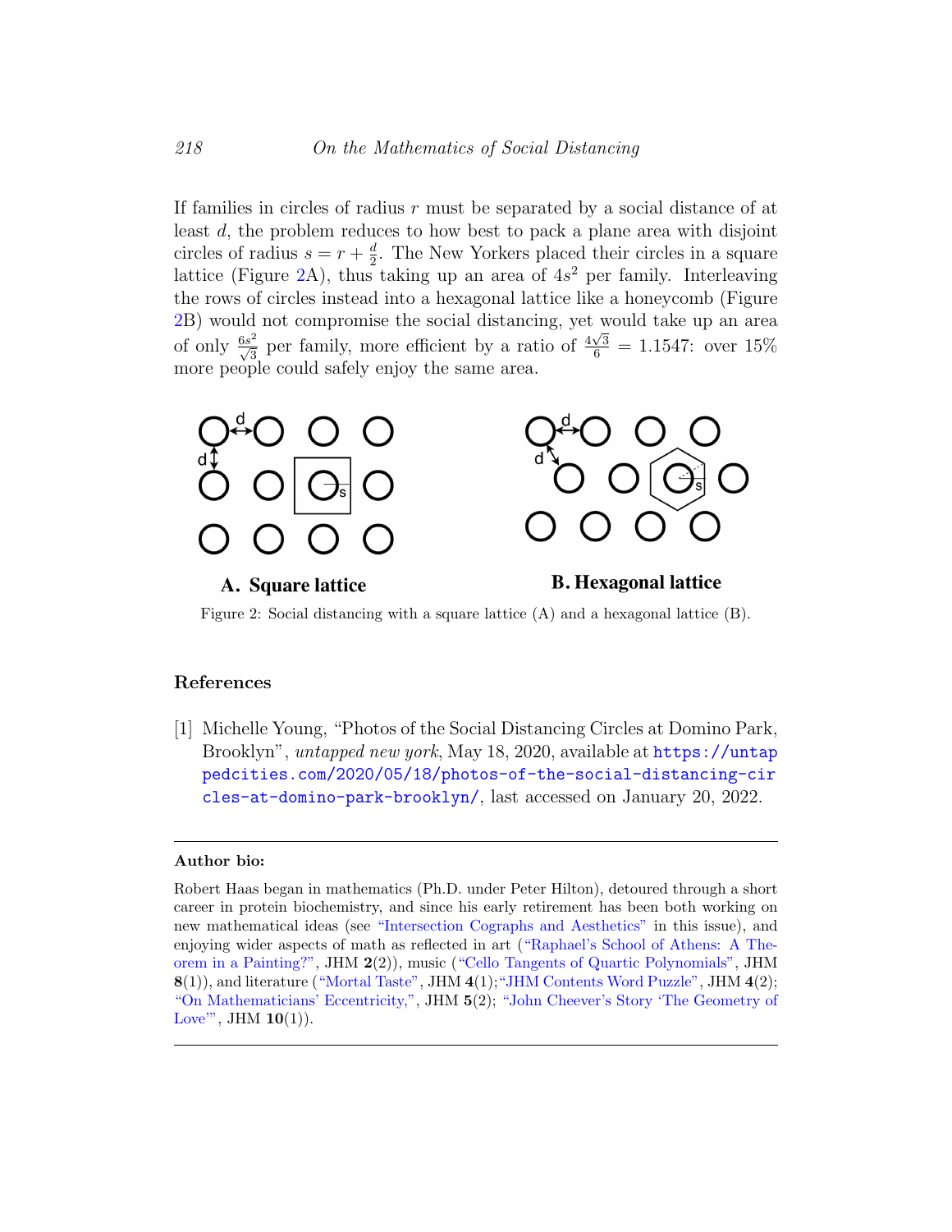If families in circles of radius $r$ must be separated by a social distance of at least $d$, the problem reduces to how best to pack a plane area with disjoint circles of radius $s = r + \frac{d}{2}$. The New Yorkers placed their circles in a square lattice (Figure 2A), thus taking up an area of $4s^2$ per family. Interleaving the rows of circles instead into a hexagonal lattice like a honeycomb (Figure 2B) would not compromise the social distancing, yet would take up an area of only $\frac{6s^2}{\sqrt{3}}$ per family, more efficient by a ratio of $\frac{4\sqrt{3}}{6} = 1.1547$: over 15% more people could safely enjoy the same area.

d
d
s
**A. Square lattice**

d
d
s
**B. Hexagonal lattice**

Figure 2: Social distancing with a square lattice (A) and a hexagonal lattice (B).

## References

[1] Michelle Young, "Photos of the Social Distancing Circles at Domino Park, Brooklyn", *untapped new york*, May 18, 2020, available at `https://untappedcities.com/2020/05/18/photos-of-the-social-distancing-circles-at-domino-park-brooklyn/`, last accessed on January 20, 2022.

---

**Author bio:**

Robert Haas began in mathematics (Ph.D. under Peter Hilton), detoured through a short career in protein biochemistry, and since his early retirement has been both working on new mathematical ideas (see "Intersection Cographs and Aesthetics" in this issue), and enjoying wider aspects of math as reflected in art ("Raphael's School of Athens: A Theorem in a Painting?", JHM **2**(2)), music ("Cello Tangents of Quartic Polynomials", JHM **8**(1)), and literature ("Mortal Taste", JHM **4**(1);"JHM Contents Word Puzzle", JHM **4**(2); "On Mathematicians' Eccentricity,", JHM **5**(2); "John Cheever's Story 'The Geometry of Love'", JHM **10**(1)).